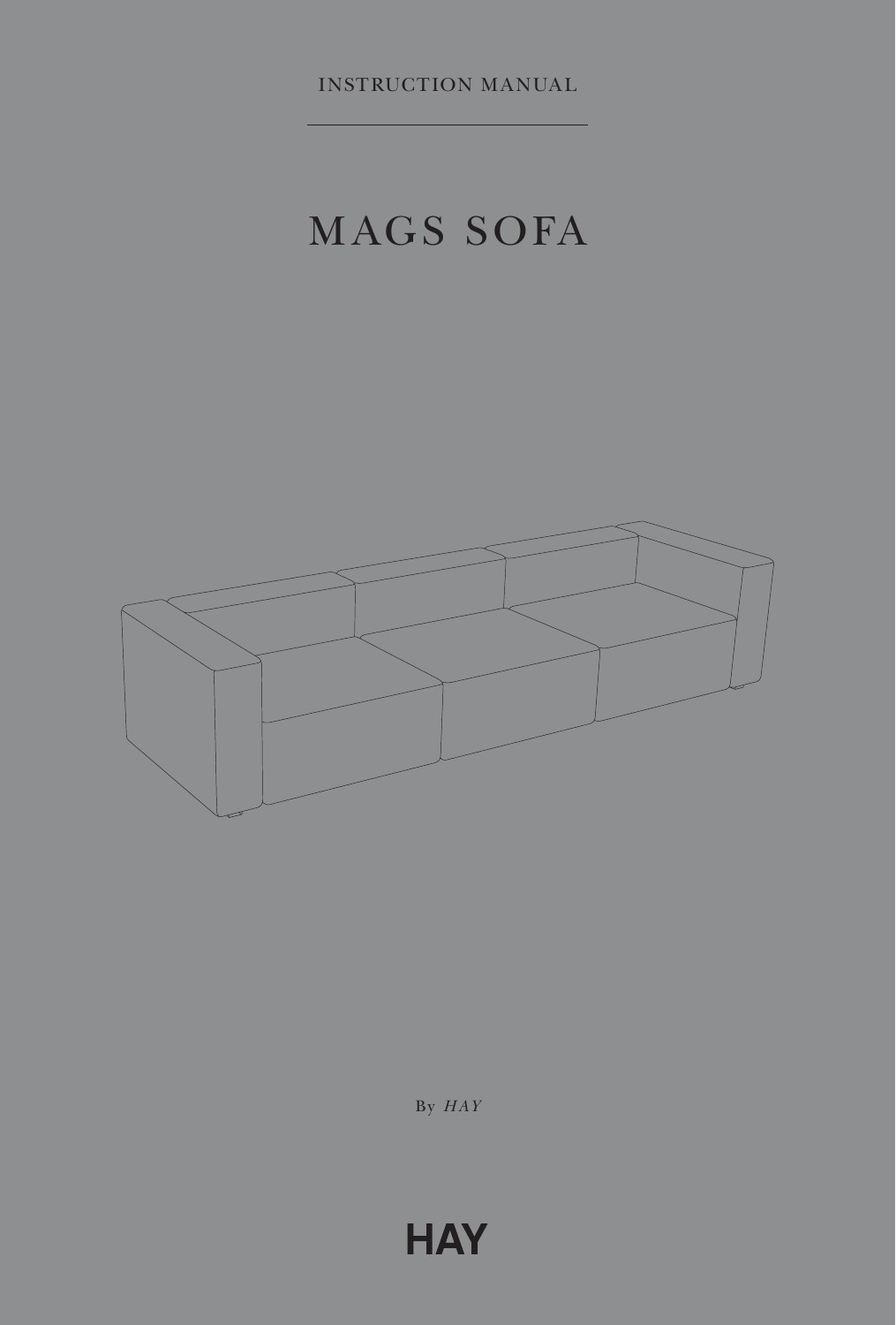INSTRUCTION MANUAL

# MAGS SOFA

By *HAY*

HAY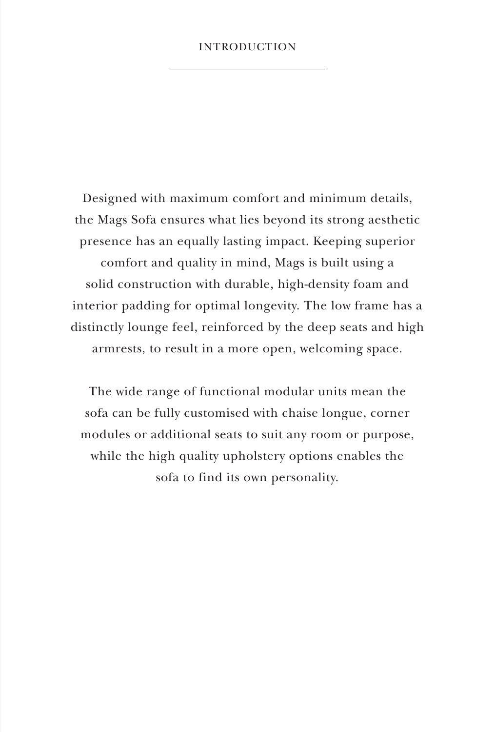# INTRODUCTION

Designed with maximum comfort and minimum details, the Mags Sofa ensures what lies beyond its strong aesthetic presence has an equally lasting impact. Keeping superior comfort and quality in mind, Mags is built using a solid construction with durable, high-density foam and interior padding for optimal longevity. The low frame has a distinctly lounge feel, reinforced by the deep seats and high armrests, to result in a more open, welcoming space.

The wide range of functional modular units mean the sofa can be fully customised with chaise longue, corner modules or additional seats to suit any room or purpose, while the high quality upholstery options enables the sofa to find its own personality.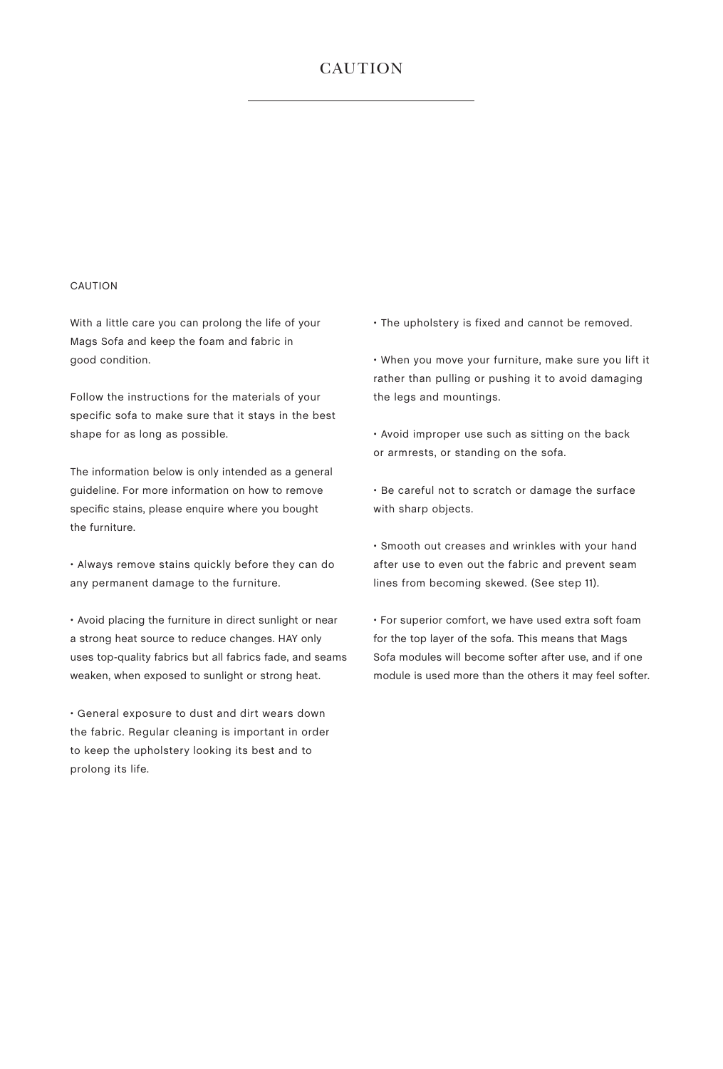# CAUTION

CAUTION

With a little care you can prolong the life of your Mags Sofa and keep the foam and fabric in good condition.

Follow the instructions for the materials of your specific sofa to make sure that it stays in the best shape for as long as possible.

The information below is only intended as a general guideline. For more information on how to remove specific stains, please enquire where you bought the furniture.

• Always remove stains quickly before they can do any permanent damage to the furniture.

• Avoid placing the furniture in direct sunlight or near a strong heat source to reduce changes. HAY only uses top-quality fabrics but all fabrics fade, and seams weaken, when exposed to sunlight or strong heat.

• General exposure to dust and dirt wears down the fabric. Regular cleaning is important in order to keep the upholstery looking its best and to prolong its life.

• The upholstery is fixed and cannot be removed.

• When you move your furniture, make sure you lift it rather than pulling or pushing it to avoid damaging the legs and mountings.

• Avoid improper use such as sitting on the back or armrests, or standing on the sofa.

• Be careful not to scratch or damage the surface with sharp objects.

• Smooth out creases and wrinkles with your hand after use to even out the fabric and prevent seam lines from becoming skewed. (See step 11).

• For superior comfort, we have used extra soft foam for the top layer of the sofa. This means that Mags Sofa modules will become softer after use, and if one module is used more than the others it may feel softer.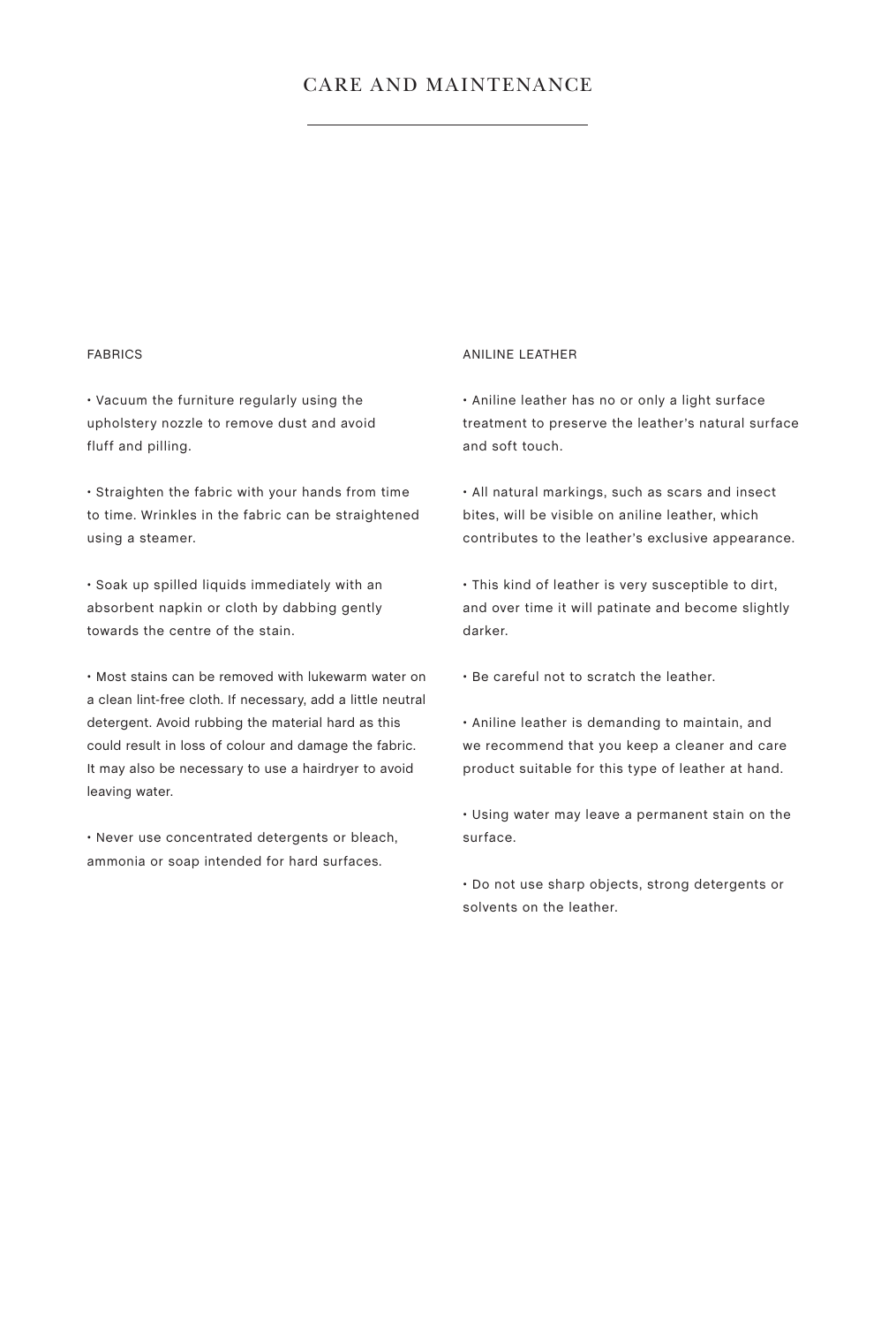# CARE AND MAINTENANCE

## FABRICS

- Vacuum the furniture regularly using the upholstery nozzle to remove dust and avoid fluff and pilling.
- Straighten the fabric with your hands from time to time. Wrinkles in the fabric can be straightened using a steamer.
- Soak up spilled liquids immediately with an absorbent napkin or cloth by dabbing gently towards the centre of the stain.
- Most stains can be removed with lukewarm water on a clean lint-free cloth. If necessary, add a little neutral detergent. Avoid rubbing the material hard as this could result in loss of colour and damage the fabric. It may also be necessary to use a hairdryer to avoid leaving water.
- Never use concentrated detergents or bleach, ammonia or soap intended for hard surfaces.

## ANILINE LEATHER

- Aniline leather has no or only a light surface treatment to preserve the leather's natural surface and soft touch.
- All natural markings, such as scars and insect bites, will be visible on aniline leather, which contributes to the leather's exclusive appearance.
- This kind of leather is very susceptible to dirt, and over time it will patinate and become slightly darker.
- Be careful not to scratch the leather.
- Aniline leather is demanding to maintain, and we recommend that you keep a cleaner and care product suitable for this type of leather at hand.
- Using water may leave a permanent stain on the surface.
- Do not use sharp objects, strong detergents or solvents on the leather.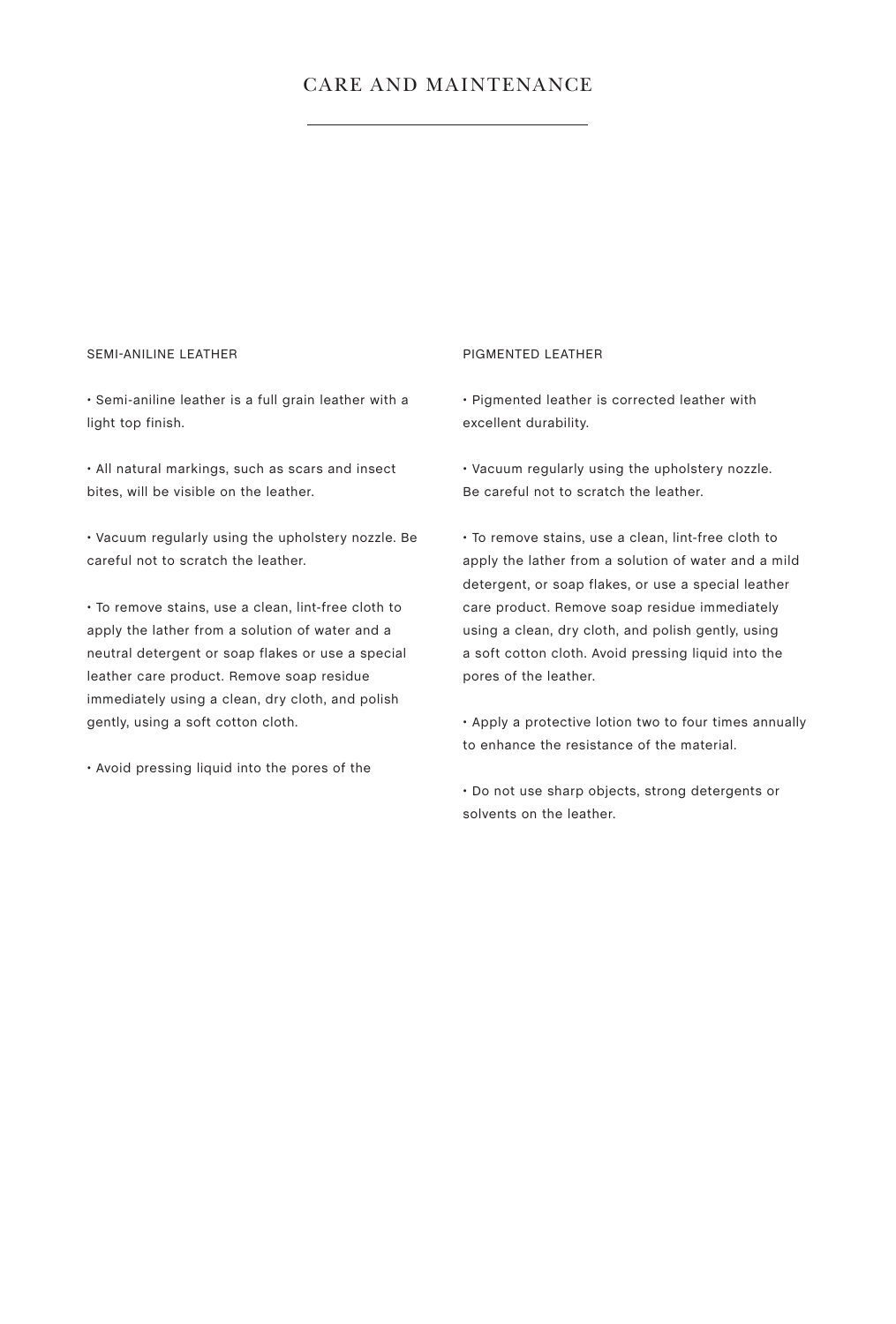# CARE AND MAINTENANCE

## SEMI-ANILINE LEATHER

- Semi-aniline leather is a full grain leather with a light top finish.
- All natural markings, such as scars and insect bites, will be visible on the leather.
- Vacuum regularly using the upholstery nozzle. Be careful not to scratch the leather.
- To remove stains, use a clean, lint-free cloth to apply the lather from a solution of water and a neutral detergent or soap flakes or use a special leather care product. Remove soap residue immediately using a clean, dry cloth, and polish gently, using a soft cotton cloth.
- Avoid pressing liquid into the pores of the

## PIGMENTED LEATHER

- Pigmented leather is corrected leather with excellent durability.
- Vacuum regularly using the upholstery nozzle. Be careful not to scratch the leather.
- To remove stains, use a clean, lint-free cloth to apply the lather from a solution of water and a mild detergent, or soap flakes, or use a special leather care product. Remove soap residue immediately using a clean, dry cloth, and polish gently, using a soft cotton cloth. Avoid pressing liquid into the pores of the leather.
- Apply a protective lotion two to four times annually to enhance the resistance of the material.
- Do not use sharp objects, strong detergents or solvents on the leather.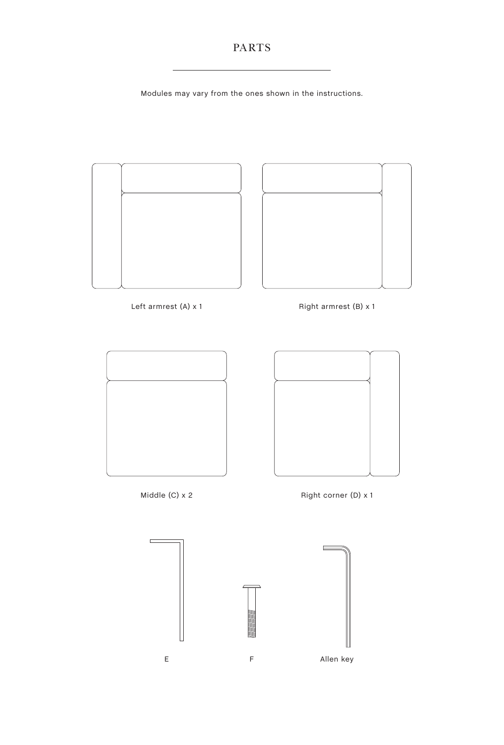# PARTS

Modules may vary from the ones shown in the instructions.

Left armrest (A) x 1

Right armrest (B) x 1

Middle (C) x 2

Right corner (D) x 1

E

F

Allen key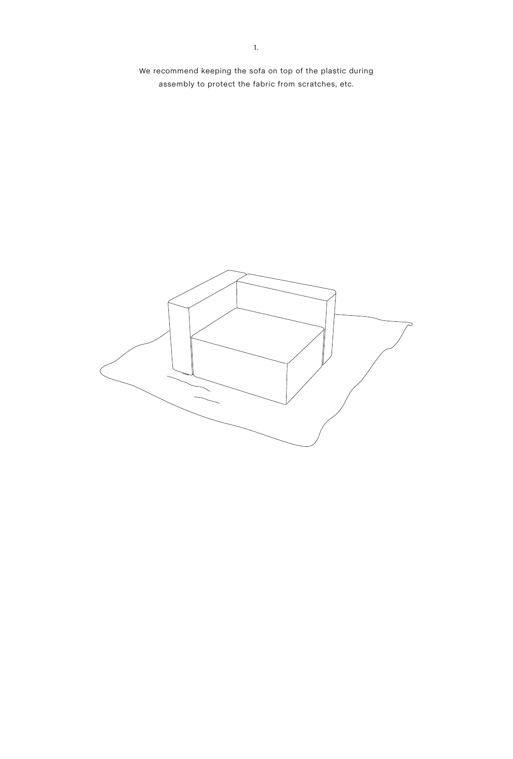1.

We recommend keeping the sofa on top of the plastic during assembly to protect the fabric from scratches, etc.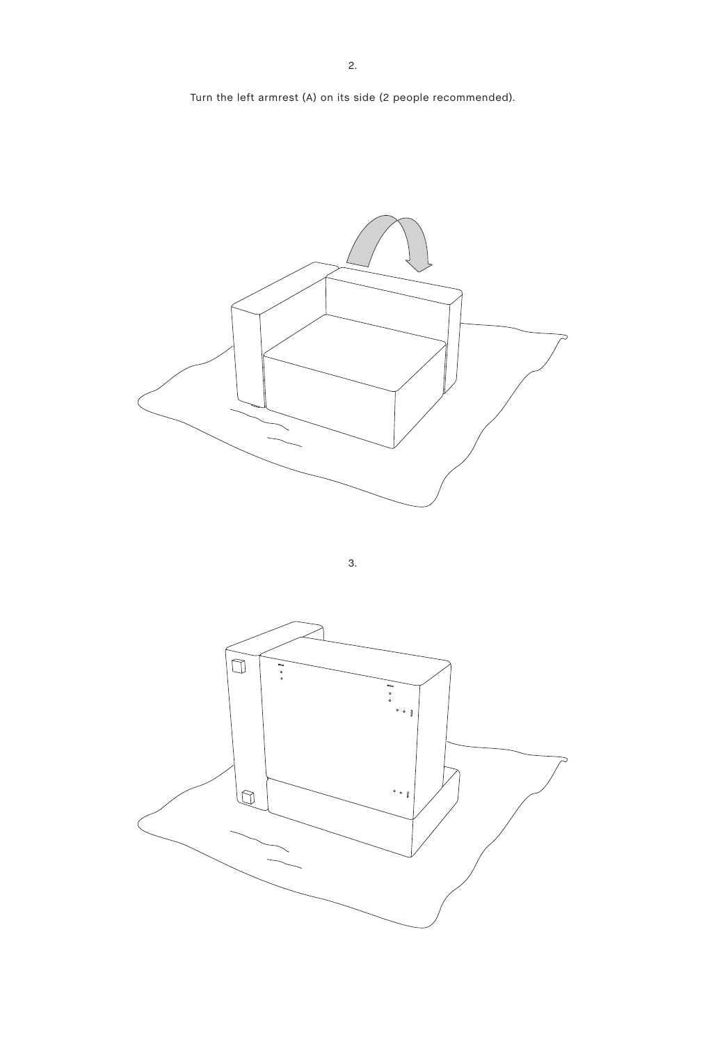2.

Turn the left armrest (A) on its side (2 people recommended).

3.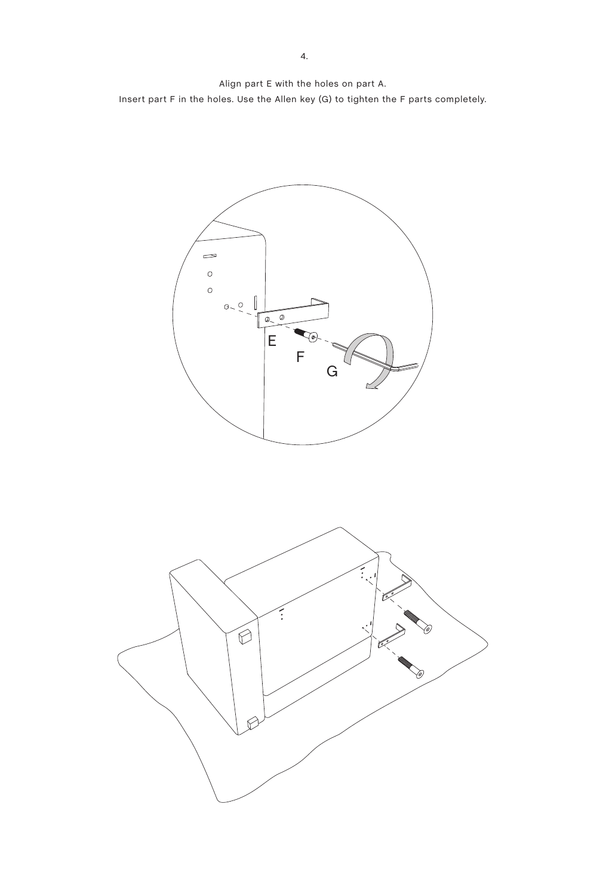4.

Align part E with the holes on part A.
Insert part F in the holes. Use the Allen key (G) to tighten the F parts completely.

E

F

G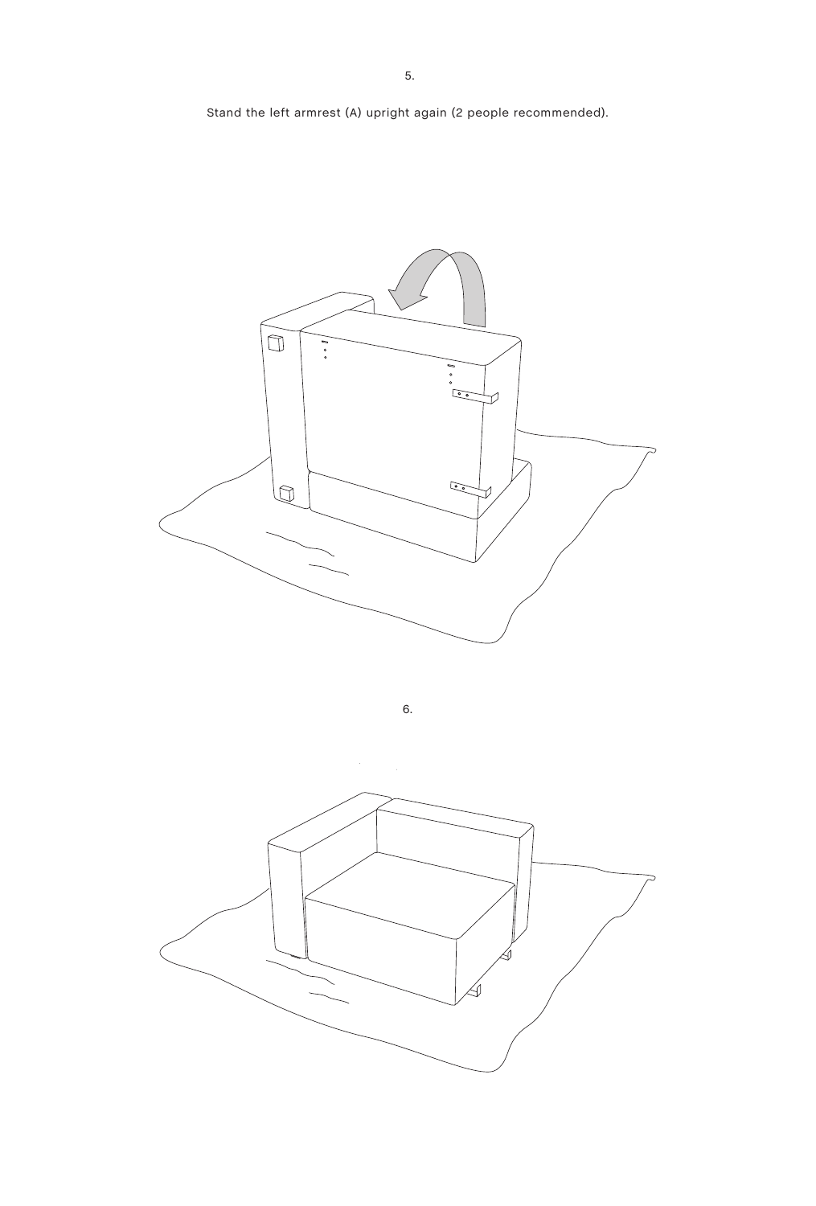5.

Stand the left armrest (A) upright again (2 people recommended).

6.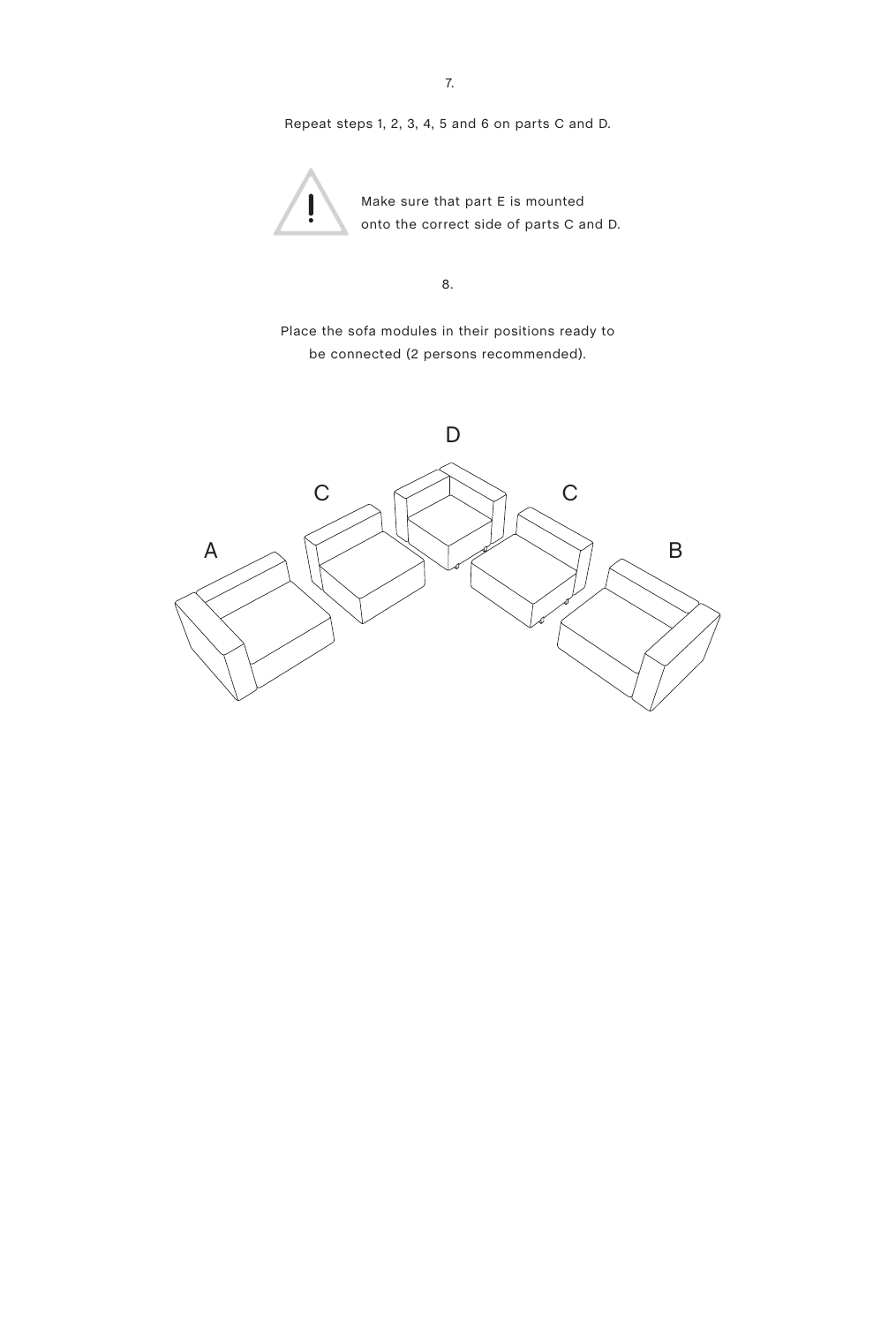7.

Repeat steps 1, 2, 3, 4, 5 and 6 on parts C and D.

Make sure that part E is mounted onto the correct side of parts C and D.

8.

Place the sofa modules in their positions ready to be connected (2 persons recommended).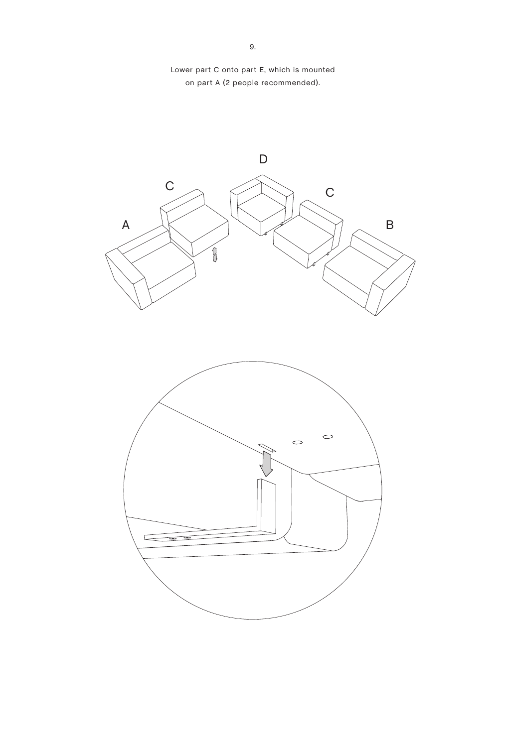9.

Lower part C onto part E, which is mounted on part A (2 people recommended).

D

C

C

A

B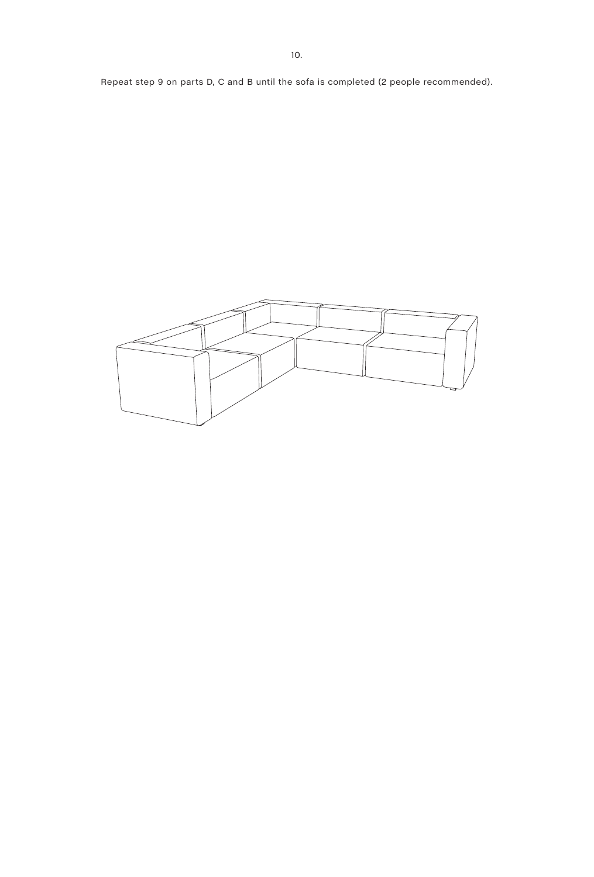10.

Repeat step 9 on parts D, C and B until the sofa is completed (2 people recommended).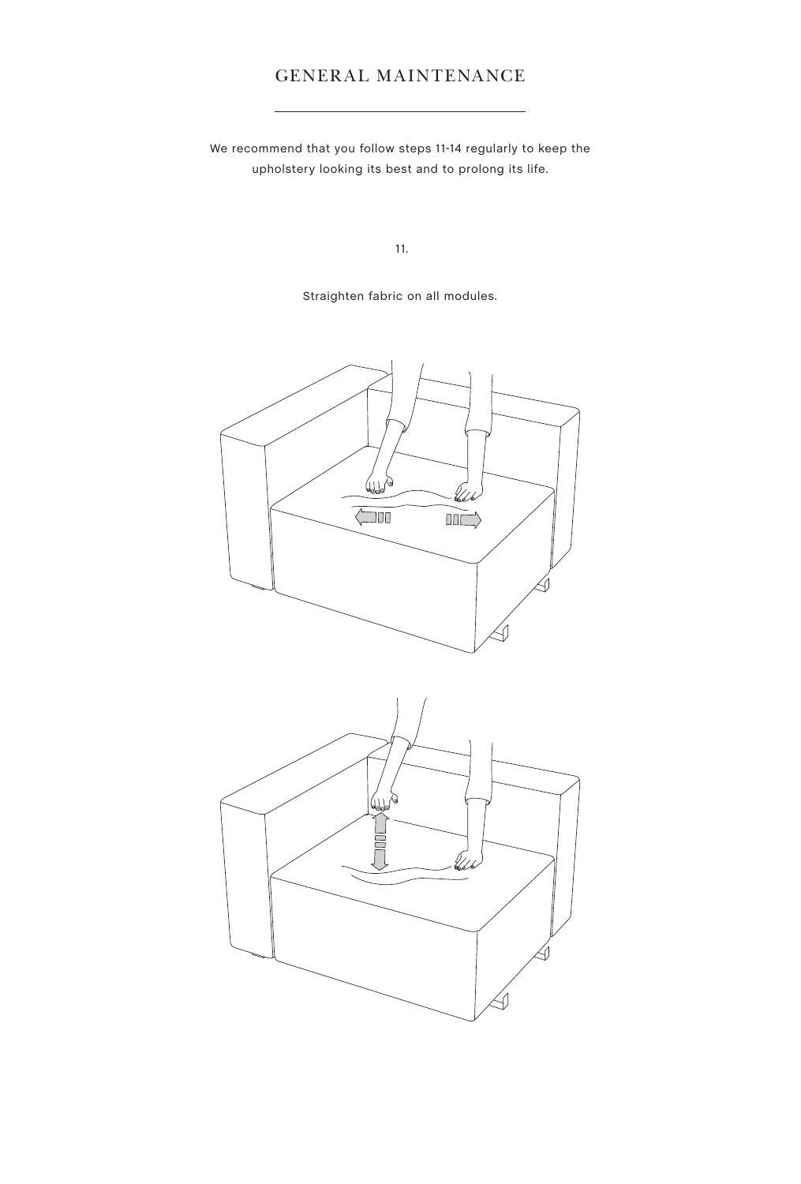# GENERAL MAINTENANCE

We recommend that you follow steps 11-14 regularly to keep the upholstery looking its best and to prolong its life.

11.

Straighten fabric on all modules.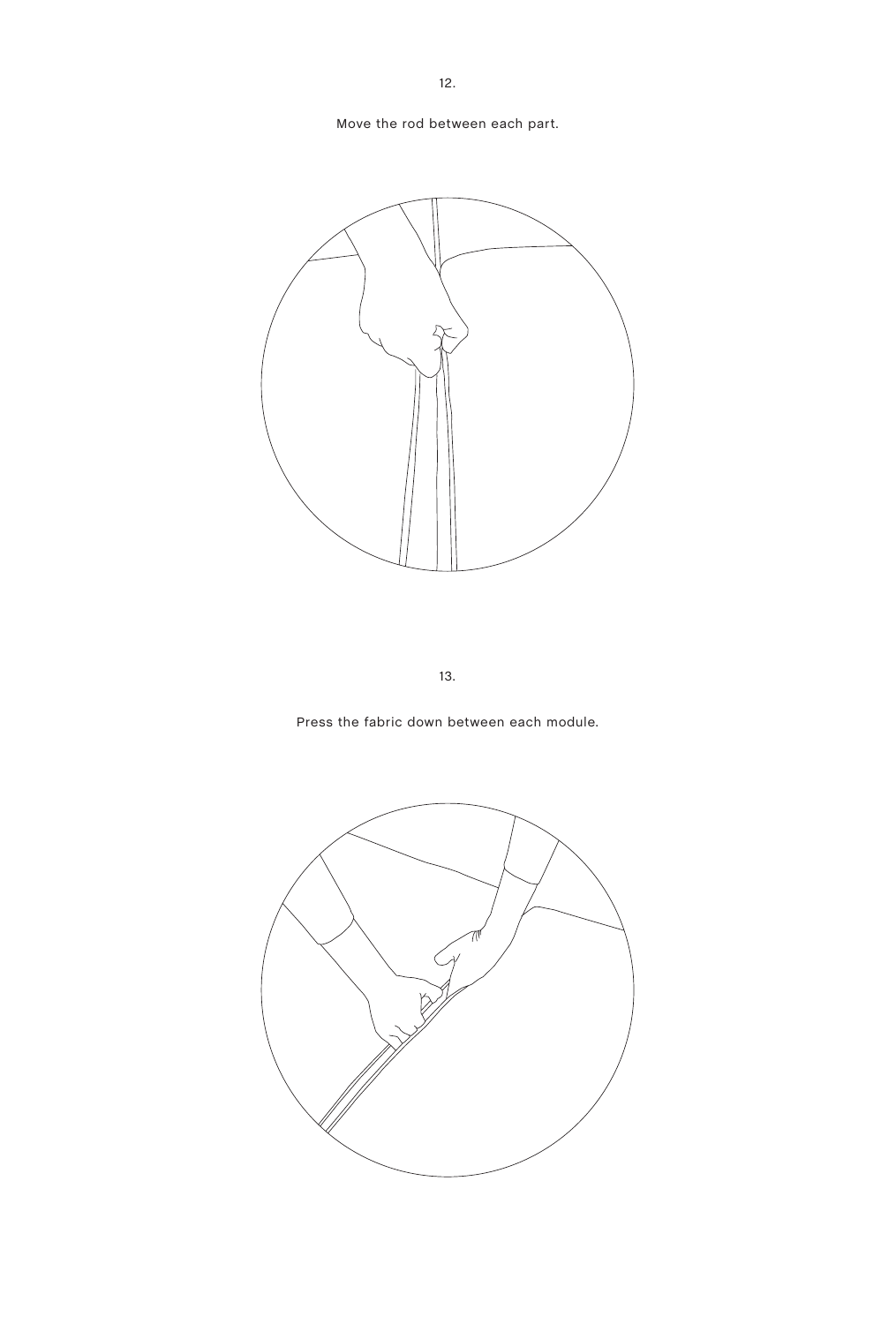12.

Move the rod between each part.

13.

Press the fabric down between each module.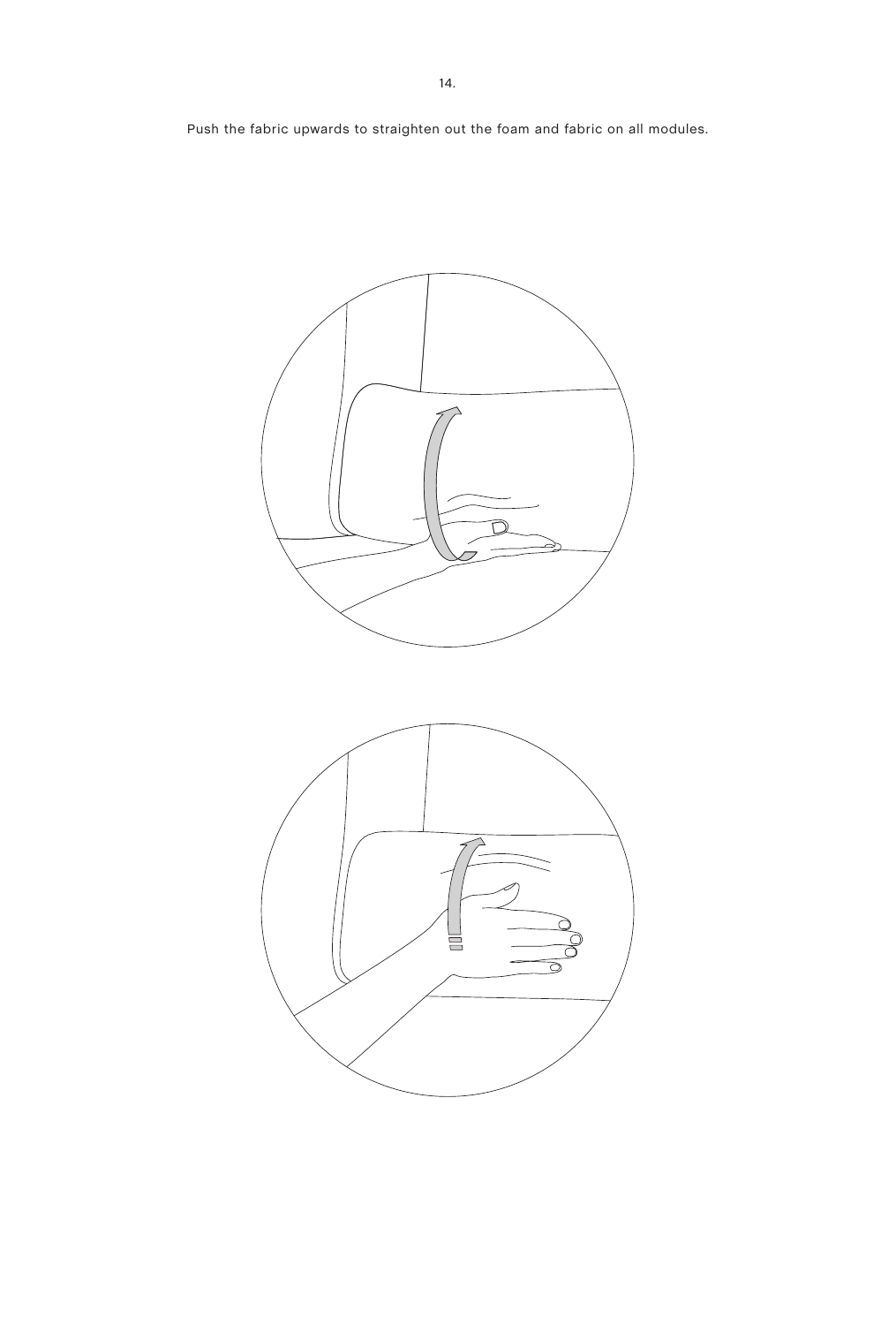14.

Push the fabric upwards to straighten out the foam and fabric on all modules.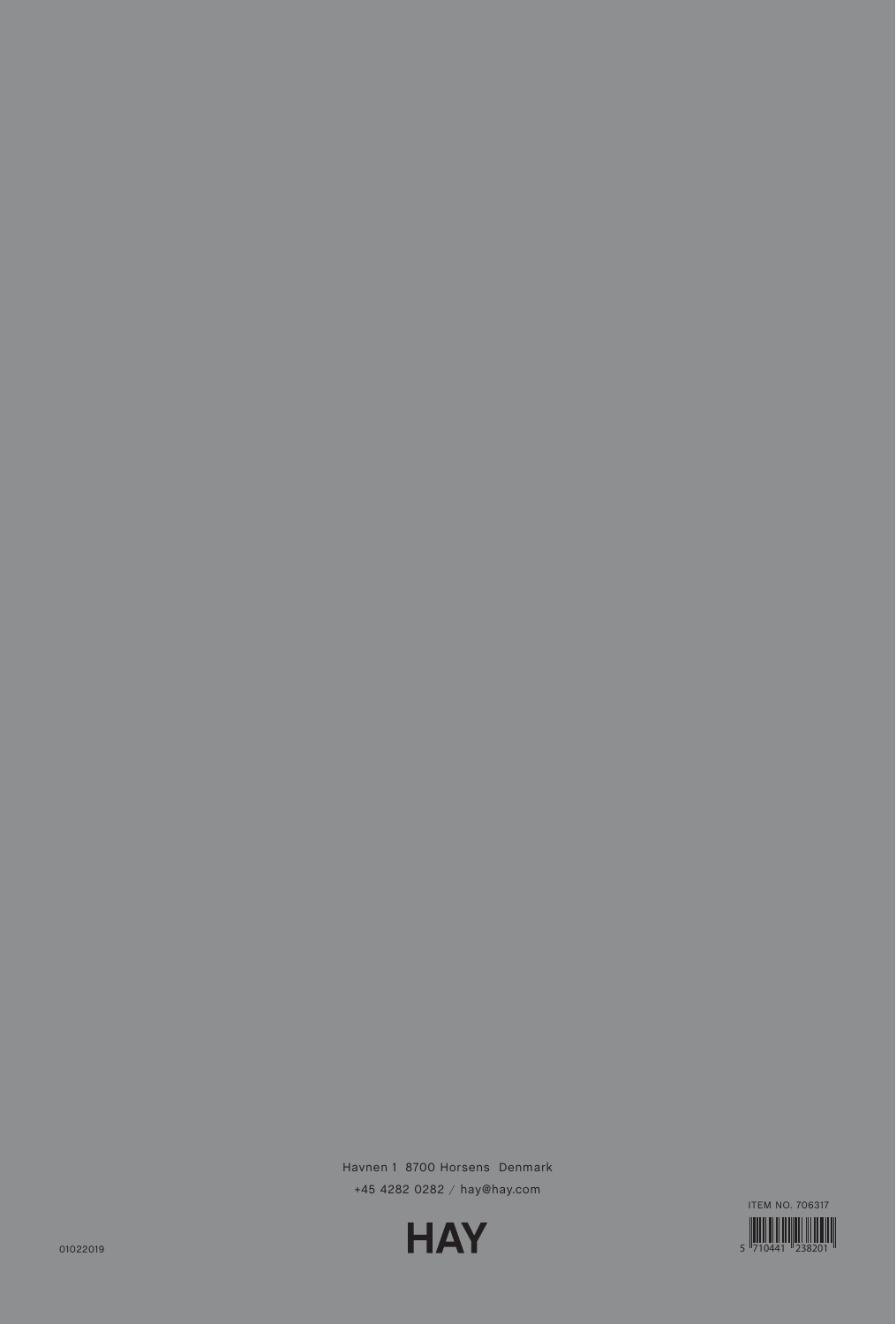Havnen 1 8700 Horsens Denmark

+45 4282 0282 / hay@hay.com

01022019

**HAY**

ITEM NO. 706317

5 710441 238201